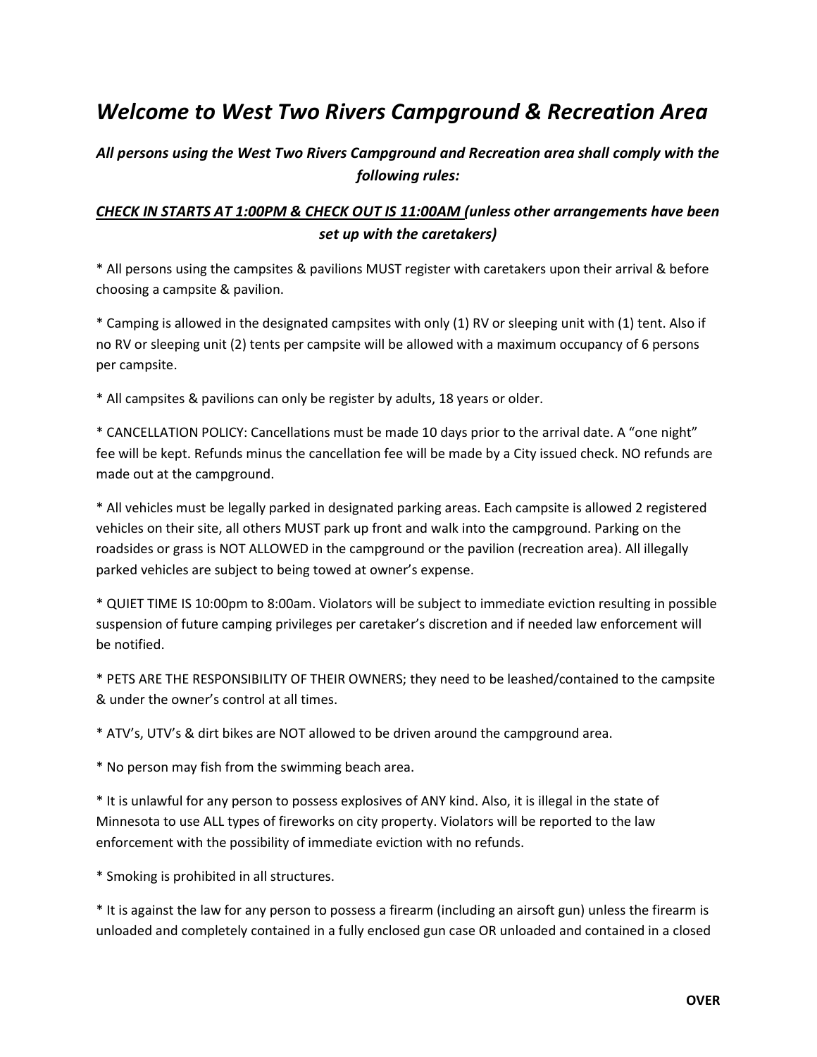# *Welcome to West Two Rivers Campground & Recreation Area*

***All persons using the West Two Rivers Campground and Recreation area shall comply with the following rules:***

***<u>CHECK IN STARTS AT 1:00PM & CHECK OUT IS 11:00AM</u> (unless other arrangements have been set up with the caretakers)***

* All persons using the campsites & pavilions MUST register with caretakers upon their arrival & before choosing a campsite & pavilion.

* Camping is allowed in the designated campsites with only (1) RV or sleeping unit with (1) tent. Also if no RV or sleeping unit (2) tents per campsite will be allowed with a maximum occupancy of 6 persons per campsite.

* All campsites & pavilions can only be register by adults, 18 years or older.

* CANCELLATION POLICY: Cancellations must be made 10 days prior to the arrival date. A "one night" fee will be kept. Refunds minus the cancellation fee will be made by a City issued check. NO refunds are made out at the campground.

* All vehicles must be legally parked in designated parking areas. Each campsite is allowed 2 registered vehicles on their site, all others MUST park up front and walk into the campground. Parking on the roadsides or grass is NOT ALLOWED in the campground or the pavilion (recreation area). All illegally parked vehicles are subject to being towed at owner's expense.

* QUIET TIME IS 10:00pm to 8:00am. Violators will be subject to immediate eviction resulting in possible suspension of future camping privileges per caretaker's discretion and if needed law enforcement will be notified.

* PETS ARE THE RESPONSIBILITY OF THEIR OWNERS; they need to be leashed/contained to the campsite & under the owner's control at all times.

* ATV's, UTV's & dirt bikes are NOT allowed to be driven around the campground area.

* No person may fish from the swimming beach area.

* It is unlawful for any person to possess explosives of ANY kind. Also, it is illegal in the state of Minnesota to use ALL types of fireworks on city property. Violators will be reported to the law enforcement with the possibility of immediate eviction with no refunds.

* Smoking is prohibited in all structures.

* It is against the law for any person to possess a firearm (including an airsoft gun) unless the firearm is unloaded and completely contained in a fully enclosed gun case OR unloaded and contained in a closed

**OVER**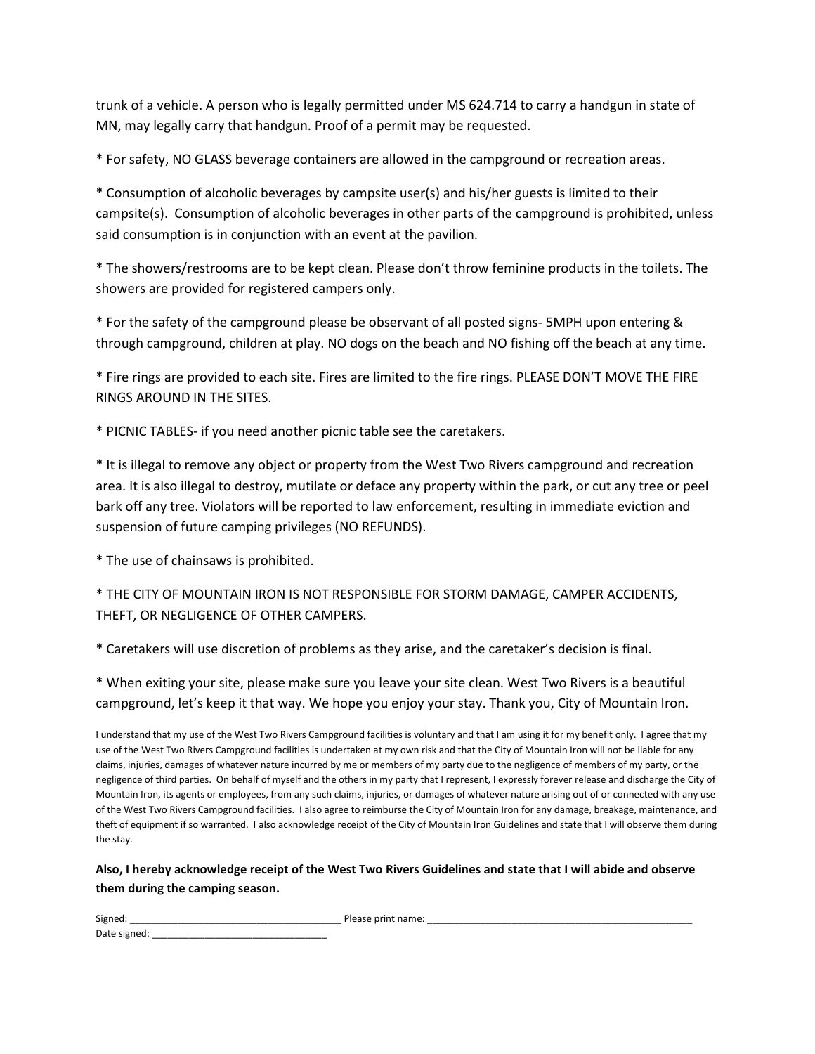trunk of a vehicle. A person who is legally permitted under MS 624.714 to carry a handgun in state of MN, may legally carry that handgun. Proof of a permit may be requested.

* For safety, NO GLASS beverage containers are allowed in the campground or recreation areas.

* Consumption of alcoholic beverages by campsite user(s) and his/her guests is limited to their campsite(s). Consumption of alcoholic beverages in other parts of the campground is prohibited, unless said consumption is in conjunction with an event at the pavilion.

* The showers/restrooms are to be kept clean. Please don't throw feminine products in the toilets. The showers are provided for registered campers only.

* For the safety of the campground please be observant of all posted signs- 5MPH upon entering & through campground, children at play. NO dogs on the beach and NO fishing off the beach at any time.

* Fire rings are provided to each site. Fires are limited to the fire rings. PLEASE DON'T MOVE THE FIRE RINGS AROUND IN THE SITES.

* PICNIC TABLES- if you need another picnic table see the caretakers.

* It is illegal to remove any object or property from the West Two Rivers campground and recreation area. It is also illegal to destroy, mutilate or deface any property within the park, or cut any tree or peel bark off any tree. Violators will be reported to law enforcement, resulting in immediate eviction and suspension of future camping privileges (NO REFUNDS).

* The use of chainsaws is prohibited.

* THE CITY OF MOUNTAIN IRON IS NOT RESPONSIBLE FOR STORM DAMAGE, CAMPER ACCIDENTS, THEFT, OR NEGLIGENCE OF OTHER CAMPERS.

* Caretakers will use discretion of problems as they arise, and the caretaker's decision is final.

* When exiting your site, please make sure you leave your site clean. West Two Rivers is a beautiful campground, let's keep it that way. We hope you enjoy your stay. Thank you, City of Mountain Iron.

I understand that my use of the West Two Rivers Campground facilities is voluntary and that I am using it for my benefit only. I agree that my use of the West Two Rivers Campground facilities is undertaken at my own risk and that the City of Mountain Iron will not be liable for any claims, injuries, damages of whatever nature incurred by me or members of my party due to the negligence of members of my party, or the negligence of third parties. On behalf of myself and the others in my party that I represent, I expressly forever release and discharge the City of Mountain Iron, its agents or employees, from any such claims, injuries, or damages of whatever nature arising out of or connected with any use of the West Two Rivers Campground facilities. I also agree to reimburse the City of Mountain Iron for any damage, breakage, maintenance, and theft of equipment if so warranted. I also acknowledge receipt of the City of Mountain Iron Guidelines and state that I will observe them during the stay.

**Also, I hereby acknowledge receipt of the West Two Rivers Guidelines and state that I will abide and observe them during the camping season.**

Signed: ____________________________________ Please print name: ______________________________________________

Date signed: ______________________________